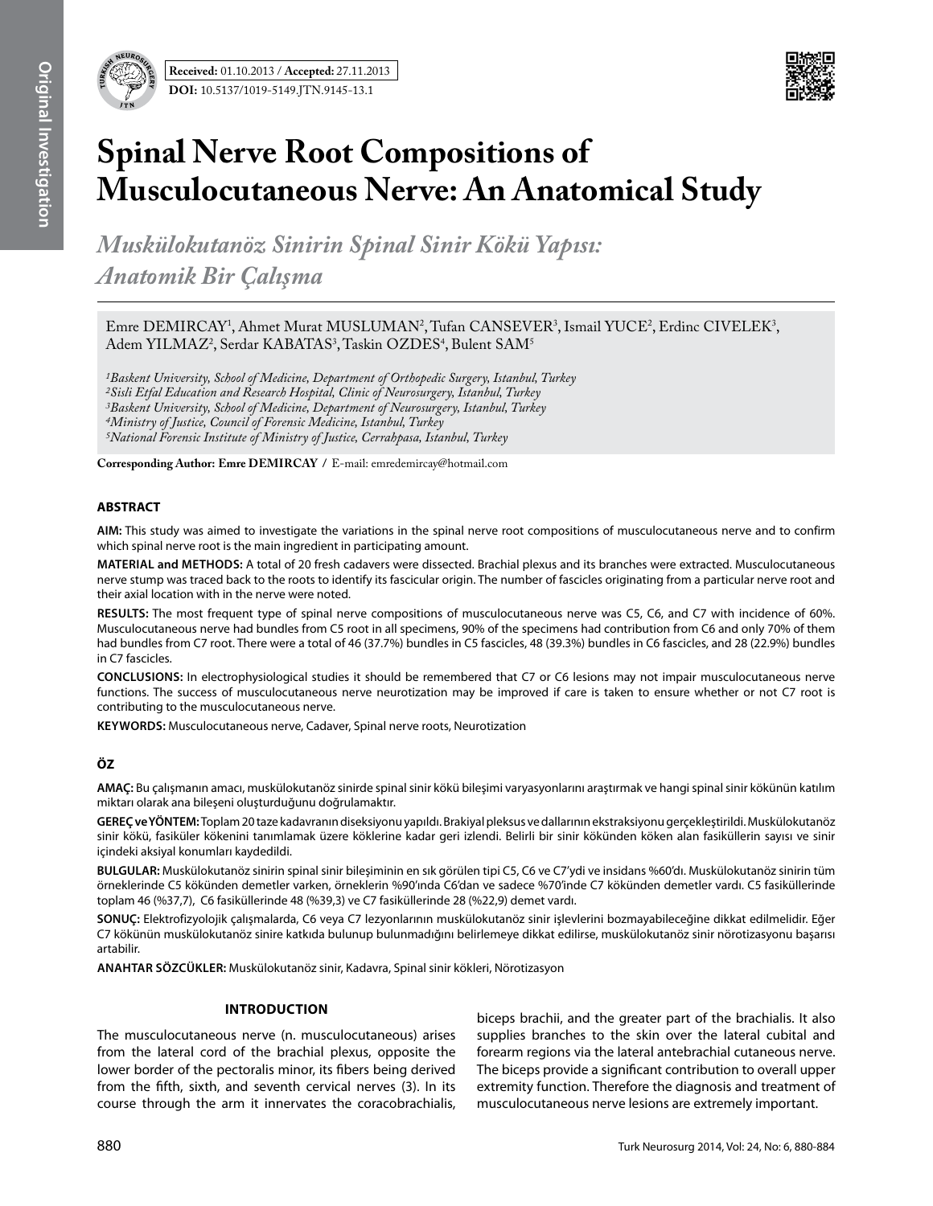**Received:** 01.10.2013 / **Accepted:** 27.11.2013

**DOI:** 10.5137/1019-5149.JTN.9145-13.1

# Spinal Nerve Root Compositions of Musculocutaneous Nerve: An Anatomical Study

## *Muskülokutanöz Sinirin Spinal Sinir Kökü Yapısı: Anatomik Bir Çalışma*

Emre DEMIRCAY[1], Ahmet Murat MUSLUMAN[2], Tufan CANSEVER[3], Ismail YUCE[2], Erdinc CIVELEK[3], Adem YILMAZ[2], Serdar KABATAS[3], Taskin OZDES[4], Bulent SAM[5]

*[1]Baskent University, School of Medicine, Department of Orthopedic Surgery, Istanbul, Turkey*
*[2]Sisli Etfal Education and Research Hospital, Clinic of Neurosurgery, Istanbul, Turkey*
*[3]Baskent University, School of Medicine, Department of Neurosurgery, Istanbul, Turkey*
*[4]Ministry of Justice, Council of Forensic Medicine, Istanbul, Turkey*
*[5]National Forensic Institute of Ministry of Justice, Cerrahpasa, Istanbul, Turkey*

**Corresponding Author: Emre DEMIRCAY /** E-mail: emredemircay@hotmail.com

### ABSTRACT

**AIM:** This study was aimed to investigate the variations in the spinal nerve root compositions of musculocutaneous nerve and to confirm which spinal nerve root is the main ingredient in participating amount.

**MATERIAL and METHODS:** A total of 20 fresh cadavers were dissected. Brachial plexus and its branches were extracted. Musculocutaneous nerve stump was traced back to the roots to identify its fascicular origin. The number of fascicles originating from a particular nerve root and their axial location with in the nerve were noted.

**RESULTS:** The most frequent type of spinal nerve compositions of musculocutaneous nerve was C5, C6, and C7 with incidence of 60%. Musculocutaneous nerve had bundles from C5 root in all specimens, 90% of the specimens had contribution from C6 and only 70% of them had bundles from C7 root. There were a total of 46 (37.7%) bundles in C5 fascicles, 48 (39.3%) bundles in C6 fascicles, and 28 (22.9%) bundles in C7 fascicles.

**CONCLUSIONS:** In electrophysiological studies it should be remembered that C7 or C6 lesions may not impair musculocutaneous nerve functions. The success of musculocutaneous nerve neurotization may be improved if care is taken to ensure whether or not C7 root is contributing to the musculocutaneous nerve.

**KEYWORDS:** Musculocutaneous nerve, Cadaver, Spinal nerve roots, Neurotization

### ÖZ

**AMAÇ:** Bu çalışmanın amacı, muskülokutanöz sinirde spinal sinir kökü bileşimi varyasyonlarını araştırmak ve hangi spinal sinir kökünün katılım miktarı olarak ana bileşeni oluşturduğunu doğrulamaktır.

**GEREÇ ve YÖNTEM:** Toplam 20 taze kadavranın diseksiyonu yapıldı. Brakiyal pleksus ve dallarının ekstraksiyonu gerçekleştirildi. Muskülokutanöz sinir kökü, fasiküler kökenini tanımlamak üzere köklerine kadar geri izlendi. Belirli bir sinir kökünden köken alan fasiküllerin sayısı ve sinir içindeki aksiyal konumları kaydedildi.

**BULGULAR:** Muskülokutanöz sinirin spinal sinir bileşiminin en sık görülen tipi C5, C6 ve C7'ydi ve insidans %60'dı. Muskülokutanöz sinirin tüm örneklerinde C5 kökünden demetler varken, örneklerin %90'ında C6'dan ve sadece %70'inde C7 kökünden demetler vardı. C5 fasiküllerinde toplam 46 (%37,7), C6 fasiküllerinde 48 (%39,3) ve C7 fasiküllerinde 28 (%22,9) demet vardı.

**SONUÇ:** Elektrofizyolojik çalışmalarda, C6 veya C7 lezyonlarının muskülokutanöz sinir işlevlerini bozmayabileceğine dikkat edilmelidir. Eğer C7 kökünün muskülokutanöz sinire katkıda bulunup bulunmadığını belirlemeye dikkat edilirse, muskülokutanöz sinir nörotizasyonu başarısı artabilir.

**ANAHTAR SÖZCÜKLER:** Muskülokutanöz sinir, Kadavra, Spinal sinir kökleri, Nörotizasyon

### INTRODUCTION

The musculocutaneous nerve (n. musculocutaneous) arises from the lateral cord of the brachial plexus, opposite the lower border of the pectoralis minor, its fibers being derived from the fifth, sixth, and seventh cervical nerves (3). In its course through the arm it innervates the coracobrachialis, biceps brachii, and the greater part of the brachialis. It also supplies branches to the skin over the lateral cubital and forearm regions via the lateral antebrachial cutaneous nerve. The biceps provide a significant contribution to overall upper extremity function. Therefore the diagnosis and treatment of musculocutaneous nerve lesions are extremely important.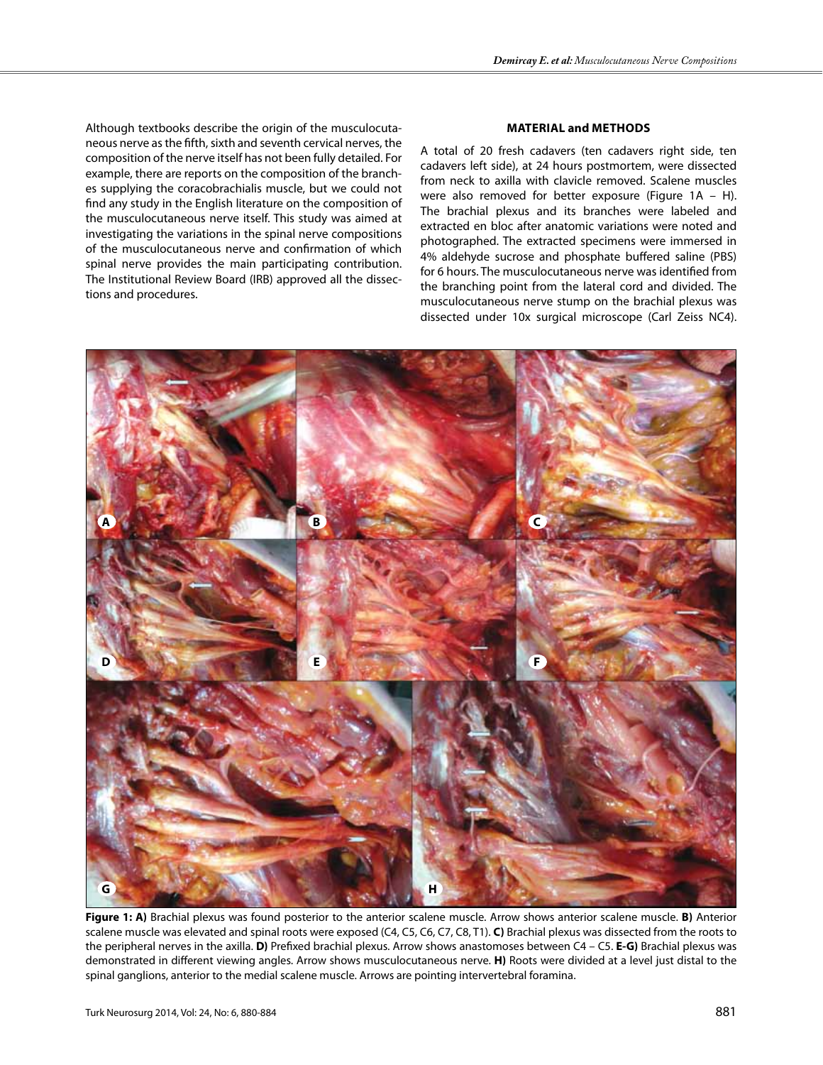Although textbooks describe the origin of the musculocutaneous nerve as the fifth, sixth and seventh cervical nerves, the composition of the nerve itself has not been fully detailed. For example, there are reports on the composition of the branches supplying the coracobrachialis muscle, but we could not find any study in the English literature on the composition of the musculocutaneous nerve itself. This study was aimed at investigating the variations in the spinal nerve compositions of the musculocutaneous nerve and confirmation of which spinal nerve provides the main participating contribution. The Institutional Review Board (IRB) approved all the dissections and procedures.

## MATERIAL and METHODS

A total of 20 fresh cadavers (ten cadavers right side, ten cadavers left side), at 24 hours postmortem, were dissected from neck to axilla with clavicle removed. Scalene muscles were also removed for better exposure (Figure 1A – H). The brachial plexus and its branches were labeled and extracted en bloc after anatomic variations were noted and photographed. The extracted specimens were immersed in 4% aldehyde sucrose and phosphate buffered saline (PBS) for 6 hours. The musculocutaneous nerve was identified from the branching point from the lateral cord and divided. The musculocutaneous nerve stump on the brachial plexus was dissected under 10x surgical microscope (Carl Zeiss NC4).

**Figure 1: A)** Brachial plexus was found posterior to the anterior scalene muscle. Arrow shows anterior scalene muscle. **B)** Anterior scalene muscle was elevated and spinal roots were exposed (C4, C5, C6, C7, C8, T1). **C)** Brachial plexus was dissected from the roots to the peripheral nerves in the axilla. **D)** Prefixed brachial plexus. Arrow shows anastomoses between C4 – C5. **E-G)** Brachial plexus was demonstrated in different viewing angles. Arrow shows musculocutaneous nerve. **H)** Roots were divided at a level just distal to the spinal ganglions, anterior to the medial scalene muscle. Arrows are pointing intervertebral foramina.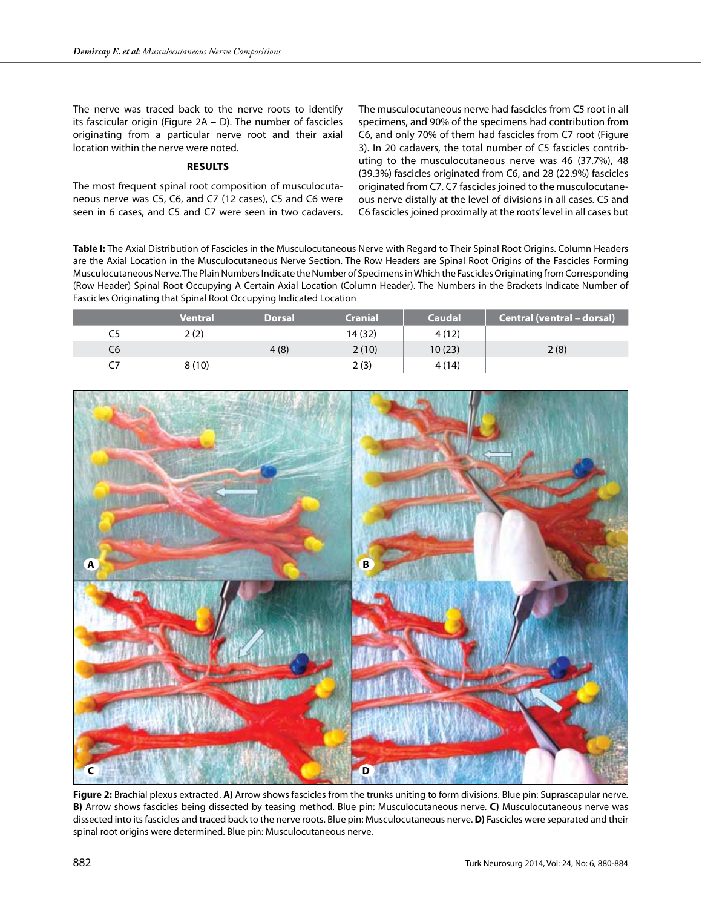The nerve was traced back to the nerve roots to identify its fascicular origin (Figure 2A – D). The number of fascicles originating from a particular nerve root and their axial location within the nerve were noted.

## RESULTS

The most frequent spinal root composition of musculocutaneous nerve was C5, C6, and C7 (12 cases), C5 and C6 were seen in 6 cases, and C5 and C7 were seen in two cadavers. The musculocutaneous nerve had fascicles from C5 root in all specimens, and 90% of the specimens had contribution from C6, and only 70% of them had fascicles from C7 root (Figure 3). In 20 cadavers, the total number of C5 fascicles contributing to the musculocutaneous nerve was 46 (37.7%), 48 (39.3%) fascicles originated from C6, and 28 (22.9%) fascicles originated from C7. C7 fascicles joined to the musculocutaneous nerve distally at the level of divisions in all cases. C5 and C6 fascicles joined proximally at the roots' level in all cases but

**Table I:** The Axial Distribution of Fascicles in the Musculocutaneous Nerve with Regard to Their Spinal Root Origins. Column Headers are the Axial Location in the Musculocutaneous Nerve Section. The Row Headers are Spinal Root Origins of the Fascicles Forming Musculocutaneous Nerve. The Plain Numbers Indicate the Number of Specimens in Which the Fascicles Originating from Corresponding (Row Header) Spinal Root Occupying A Certain Axial Location (Column Header). The Numbers in the Brackets Indicate Number of Fascicles Originating that Spinal Root Occupying Indicated Location

| | Ventral | Dorsal | Cranial | Caudal | Central (ventral – dorsal) |
|---|---|---|---|---|---|
| C5 | 2 (2) | | 14 (32) | 4 (12) | |
| C6 | | 4 (8) | 2 (10) | 10 (23) | 2 (8) |
| C7 | 8 (10) | | 2 (3) | 4 (14) | |

**Figure 2:** Brachial plexus extracted. **A)** Arrow shows fascicles from the trunks uniting to form divisions. Blue pin: Suprascapular nerve. **B)** Arrow shows fascicles being dissected by teasing method. Blue pin: Musculocutaneous nerve. **C)** Musculocutaneous nerve was dissected into its fascicles and traced back to the nerve roots. Blue pin: Musculocutaneous nerve. **D)** Fascicles were separated and their spinal root origins were determined. Blue pin: Musculocutaneous nerve.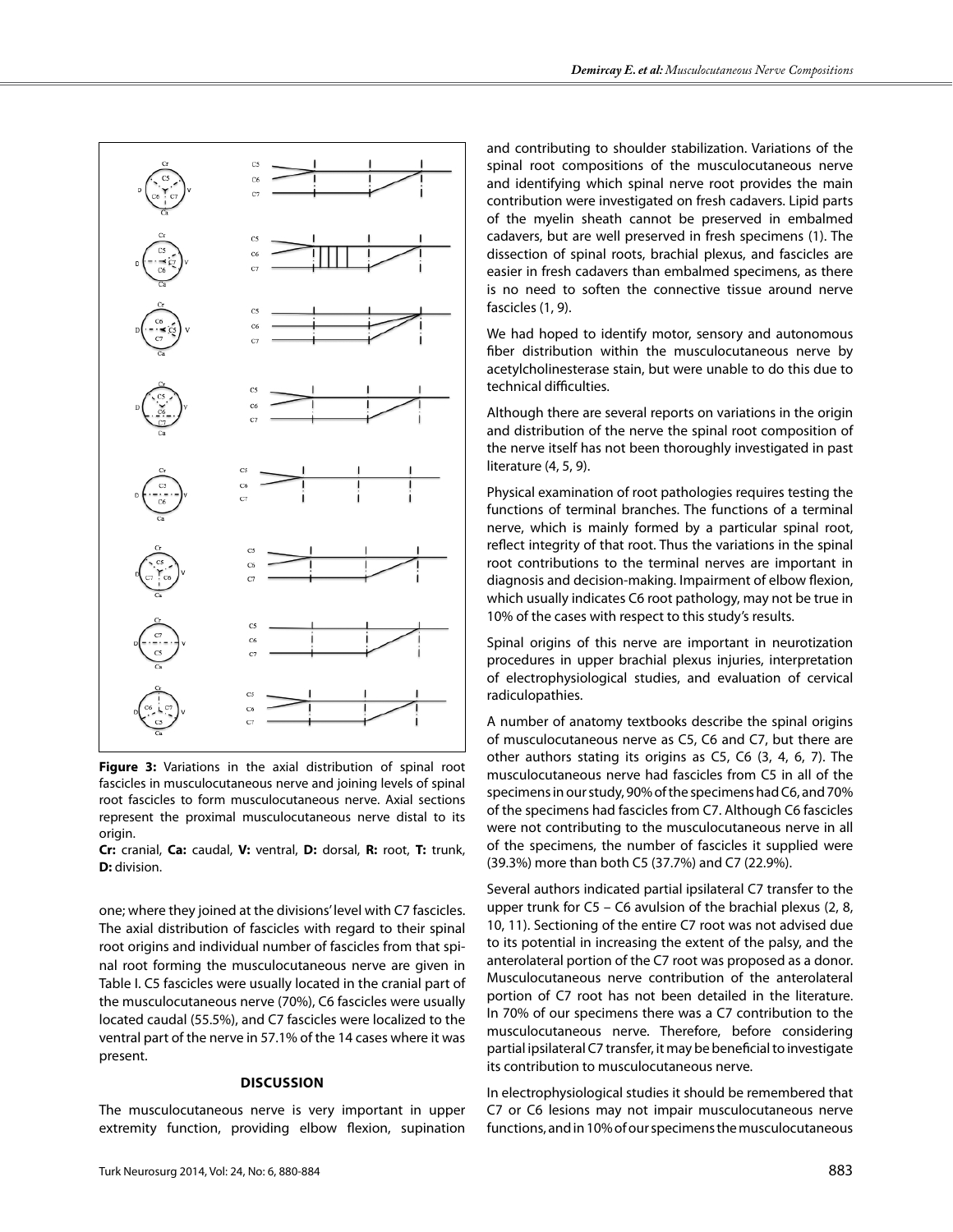**Figure 3:** Variations in the axial distribution of spinal root fascicles in musculocutaneous nerve and joining levels of spinal root fascicles to form musculocutaneous nerve. Axial sections represent the proximal musculocutaneous nerve distal to its origin.

**Cr:** cranial, **Ca:** caudal, **V:** ventral, **D:** dorsal, **R:** root, **T:** trunk, **D:** division.

one; where they joined at the divisions' level with C7 fascicles. The axial distribution of fascicles with regard to their spinal root origins and individual number of fascicles from that spinal root forming the musculocutaneous nerve are given in Table I. C5 fascicles were usually located in the cranial part of the musculocutaneous nerve (70%), C6 fascicles were usually located caudal (55.5%), and C7 fascicles were localized to the ventral part of the nerve in 57.1% of the 14 cases where it was present.

## DISCUSSION

The musculocutaneous nerve is very important in upper extremity function, providing elbow flexion, supination and contributing to shoulder stabilization. Variations of the spinal root compositions of the musculocutaneous nerve and identifying which spinal nerve root provides the main contribution were investigated on fresh cadavers. Lipid parts of the myelin sheath cannot be preserved in embalmed cadavers, but are well preserved in fresh specimens (1). The dissection of spinal roots, brachial plexus, and fascicles are easier in fresh cadavers than embalmed specimens, as there is no need to soften the connective tissue around nerve fascicles (1, 9).

We had hoped to identify motor, sensory and autonomous fiber distribution within the musculocutaneous nerve by acetylcholinesterase stain, but were unable to do this due to technical difficulties.

Although there are several reports on variations in the origin and distribution of the nerve the spinal root composition of the nerve itself has not been thoroughly investigated in past literature (4, 5, 9).

Physical examination of root pathologies requires testing the functions of terminal branches. The functions of a terminal nerve, which is mainly formed by a particular spinal root, reflect integrity of that root. Thus the variations in the spinal root contributions to the terminal nerves are important in diagnosis and decision-making. Impairment of elbow flexion, which usually indicates C6 root pathology, may not be true in 10% of the cases with respect to this study's results.

Spinal origins of this nerve are important in neurotization procedures in upper brachial plexus injuries, interpretation of electrophysiological studies, and evaluation of cervical radiculopathies.

A number of anatomy textbooks describe the spinal origins of musculocutaneous nerve as C5, C6 and C7, but there are other authors stating its origins as C5, C6 (3, 4, 6, 7). The musculocutaneous nerve had fascicles from C5 in all of the specimens in our study, 90% of the specimens had C6, and 70% of the specimens had fascicles from C7. Although C6 fascicles were not contributing to the musculocutaneous nerve in all of the specimens, the number of fascicles it supplied were (39.3%) more than both C5 (37.7%) and C7 (22.9%).

Several authors indicated partial ipsilateral C7 transfer to the upper trunk for C5 – C6 avulsion of the brachial plexus (2, 8, 10, 11). Sectioning of the entire C7 root was not advised due to its potential in increasing the extent of the palsy, and the anterolateral portion of the C7 root was proposed as a donor. Musculocutaneous nerve contribution of the anterolateral portion of C7 root has not been detailed in the literature. In 70% of our specimens there was a C7 contribution to the musculocutaneous nerve. Therefore, before considering partial ipsilateral C7 transfer, it may be beneficial to investigate its contribution to musculocutaneous nerve.

In electrophysiological studies it should be remembered that C7 or C6 lesions may not impair musculocutaneous nerve functions, and in 10% of our specimens the musculocutaneous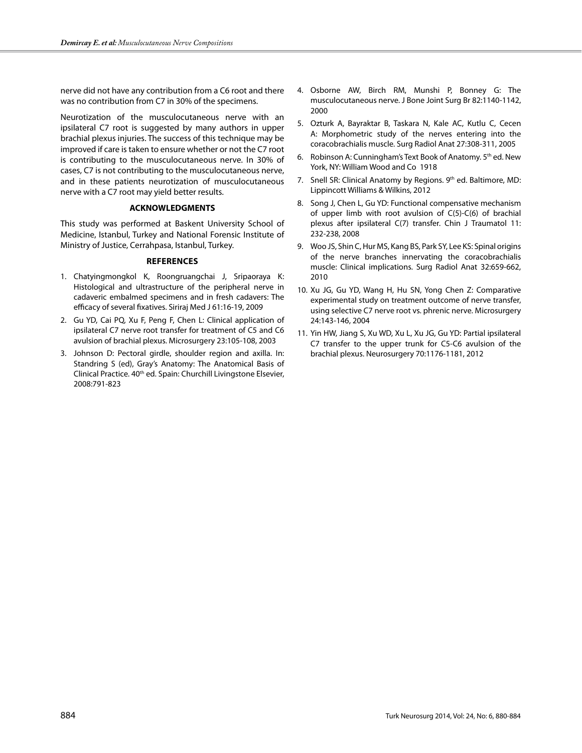nerve did not have any contribution from a C6 root and there was no contribution from C7 in 30% of the specimens.

Neurotization of the musculocutaneous nerve with an ipsilateral C7 root is suggested by many authors in upper brachial plexus injuries. The success of this technique may be improved if care is taken to ensure whether or not the C7 root is contributing to the musculocutaneous nerve. In 30% of cases, C7 is not contributing to the musculocutaneous nerve, and in these patients neurotization of musculocutaneous nerve with a C7 root may yield better results.

## ACKNOWLEDGMENTS

This study was performed at Baskent University School of Medicine, Istanbul, Turkey and National Forensic Institute of Ministry of Justice, Cerrahpasa, Istanbul, Turkey.

## REFERENCES

1. Chatyingmongkol K, Roongruangchai J, Sripaoraya K: Histological and ultrastructure of the peripheral nerve in cadaveric embalmed specimens and in fresh cadavers: The efficacy of several fixatives. Siriraj Med J 61:16-19, 2009
2. Gu YD, Cai PQ, Xu F, Peng F, Chen L: Clinical application of ipsilateral C7 nerve root transfer for treatment of C5 and C6 avulsion of brachial plexus. Microsurgery 23:105-108, 2003
3. Johnson D: Pectoral girdle, shoulder region and axilla. In: Standring S (ed), Gray's Anatomy: The Anatomical Basis of Clinical Practice. 40th ed. Spain: Churchill Livingstone Elsevier, 2008:791-823
4. Osborne AW, Birch RM, Munshi P, Bonney G: The musculocutaneous nerve. J Bone Joint Surg Br 82:1140-1142, 2000
5. Ozturk A, Bayraktar B, Taskara N, Kale AC, Kutlu C, Cecen A: Morphometric study of the nerves entering into the coracobrachialis muscle. Surg Radiol Anat 27:308-311, 2005
6. Robinson A: Cunningham's Text Book of Anatomy. 5th ed. New York, NY: William Wood and Co 1918
7. Snell SR: Clinical Anatomy by Regions. 9th ed. Baltimore, MD: Lippincott Williams & Wilkins, 2012
8. Song J, Chen L, Gu YD: Functional compensative mechanism of upper limb with root avulsion of C(5)-C(6) of brachial plexus after ipsilateral C(7) transfer. Chin J Traumatol 11: 232-238, 2008
9. Woo JS, Shin C, Hur MS, Kang BS, Park SY, Lee KS: Spinal origins of the nerve branches innervating the coracobrachialis muscle: Clinical implications. Surg Radiol Anat 32:659-662, 2010
10. Xu JG, Gu YD, Wang H, Hu SN, Yong Chen Z: Comparative experimental study on treatment outcome of nerve transfer, using selective C7 nerve root vs. phrenic nerve. Microsurgery 24:143-146, 2004
11. Yin HW, Jiang S, Xu WD, Xu L, Xu JG, Gu YD: Partial ipsilateral C7 transfer to the upper trunk for C5-C6 avulsion of the brachial plexus. Neurosurgery 70:1176-1181, 2012